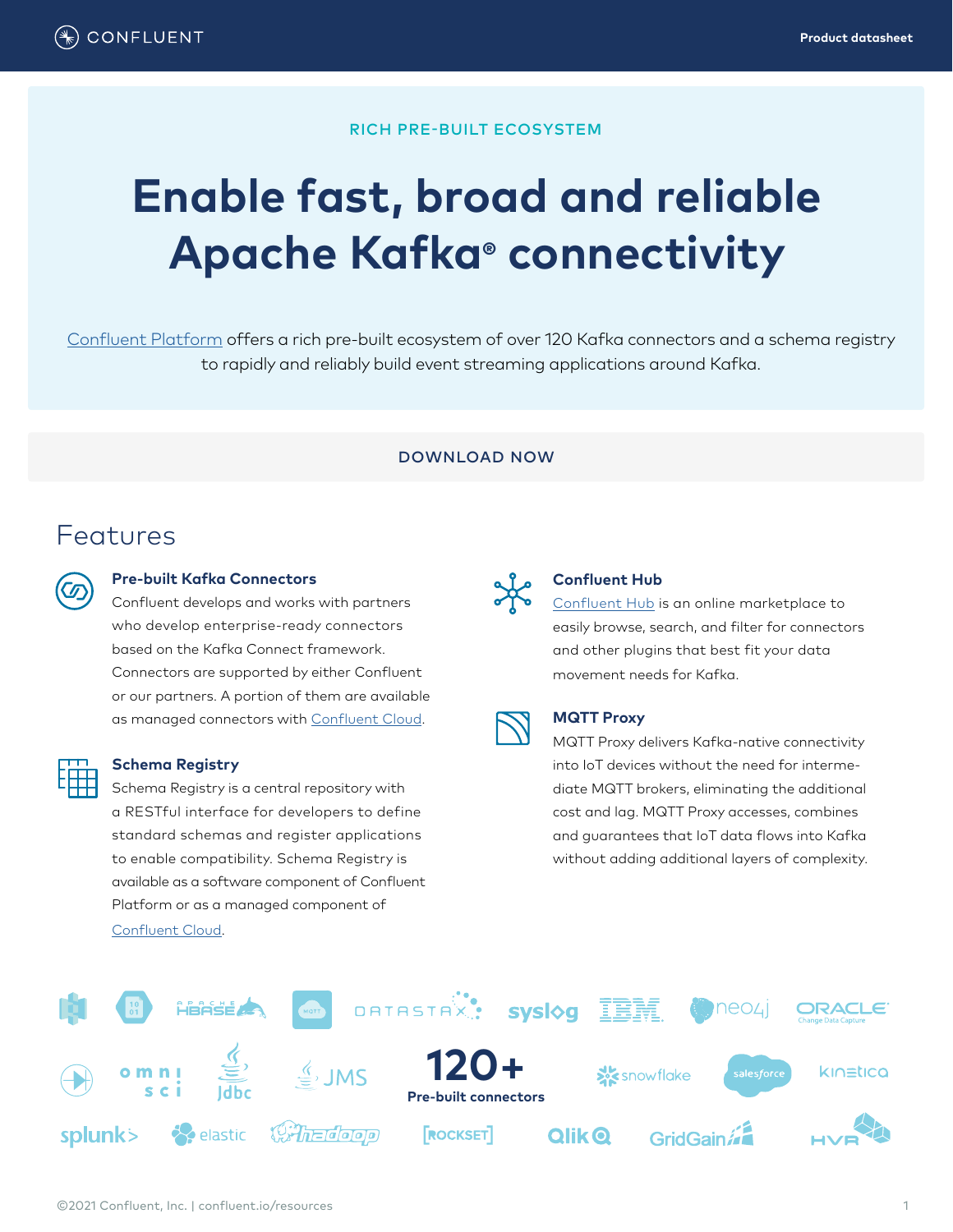RICH PRE-BUILT ECOSYSTEM

# Enable fast, broad and reliable Apache Kafka® connectivity

Confluent Platform offers a rich pre-built ecosystem of over 120 Kafka connectors and a schema registry to rapidly and reliably build event streaming applications around Kafka.

DOWNLOAD NOW

## Features

### Pre-built Kafka Connectors

Confluent develops and works with partners who develop enterprise-ready connectors based on the Kafka Connect framework. Connectors are supported by either Confluent or our partners. A portion of them are available as managed connectors with Confluent Cloud.

### Schema Registry

Schema Registry is a central repository with a RESTful interface for developers to define standard schemas and register applications to enable compatibility. Schema Registry is available as a software component of Confluent Platform or as a managed component of Confluent Cloud.

### Confluent Hub

Confluent Hub is an online marketplace to easily browse, search, and filter for connectors and other plugins that best fit your data movement needs for Kafka.

### MQTT Proxy

MQTT Proxy delivers Kafka-native connectivity into IoT devices without the need for intermediate MQTT brokers, eliminating the additional cost and lag. MQTT Proxy accesses, combines and guarantees that IoT data flows into Kafka without adding additional layers of complexity.

**120+**
**Pre-built connectors**

©2021 Confluent, Inc. | confluent.io/resources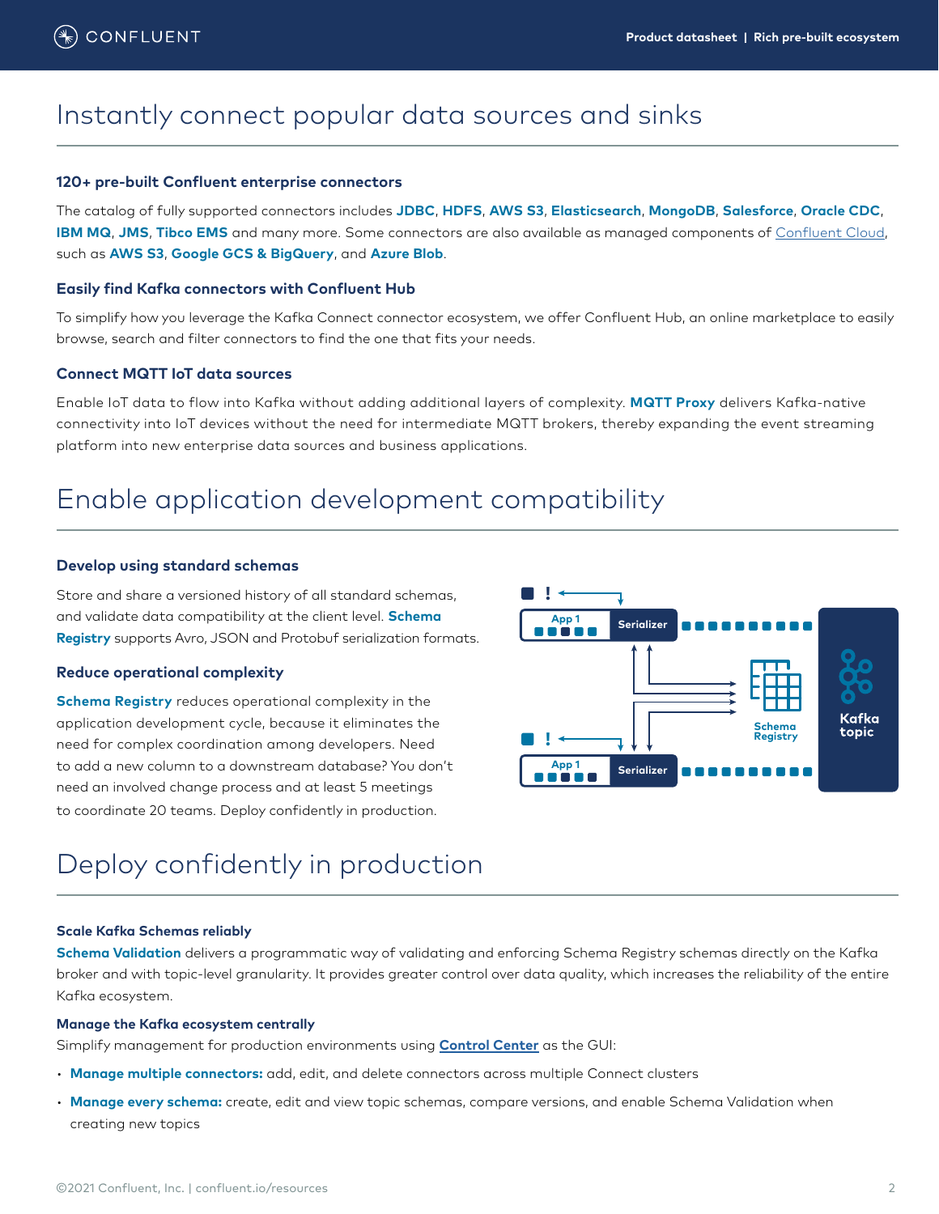# Instantly connect popular data sources and sinks

### 120+ pre-built Confluent enterprise connectors

The catalog of fully supported connectors includes **JDBC**, **HDFS**, **AWS S3**, **Elasticsearch**, **MongoDB**, **Salesforce**, **Oracle CDC**, **IBM MQ**, **JMS**, **Tibco EMS** and many more. Some connectors are also available as managed components of Confluent Cloud, such as **AWS S3**, **Google GCS & BigQuery**, and **Azure Blob**.

### Easily find Kafka connectors with Confluent Hub

To simplify how you leverage the Kafka Connect connector ecosystem, we offer Confluent Hub, an online marketplace to easily browse, search and filter connectors to find the one that fits your needs.

### Connect MQTT IoT data sources

Enable IoT data to flow into Kafka without adding additional layers of complexity. **MQTT Proxy** delivers Kafka-native connectivity into IoT devices without the need for intermediate MQTT brokers, thereby expanding the event streaming platform into new enterprise data sources and business applications.

# Enable application development compatibility

### Develop using standard schemas

Store and share a versioned history of all standard schemas, and validate data compatibility at the client level. **Schema Registry** supports Avro, JSON and Protobuf serialization formats.

### Reduce operational complexity

**Schema Registry** reduces operational complexity in the application development cycle, because it eliminates the need for complex coordination among developers. Need to add a new column to a downstream database? You don't need an involved change process and at least 5 meetings to coordinate 20 teams. Deploy confidently in production.

# Deploy confidently in production

### Scale Kafka Schemas reliably

**Schema Validation** delivers a programmatic way of validating and enforcing Schema Registry schemas directly on the Kafka broker and with topic-level granularity. It provides greater control over data quality, which increases the reliability of the entire Kafka ecosystem.

### Manage the Kafka ecosystem centrally

Simplify management for production environments using Control Center as the GUI:

- **Manage multiple connectors:** add, edit, and delete connectors across multiple Connect clusters
- **Manage every schema:** create, edit and view topic schemas, compare versions, and enable Schema Validation when creating new topics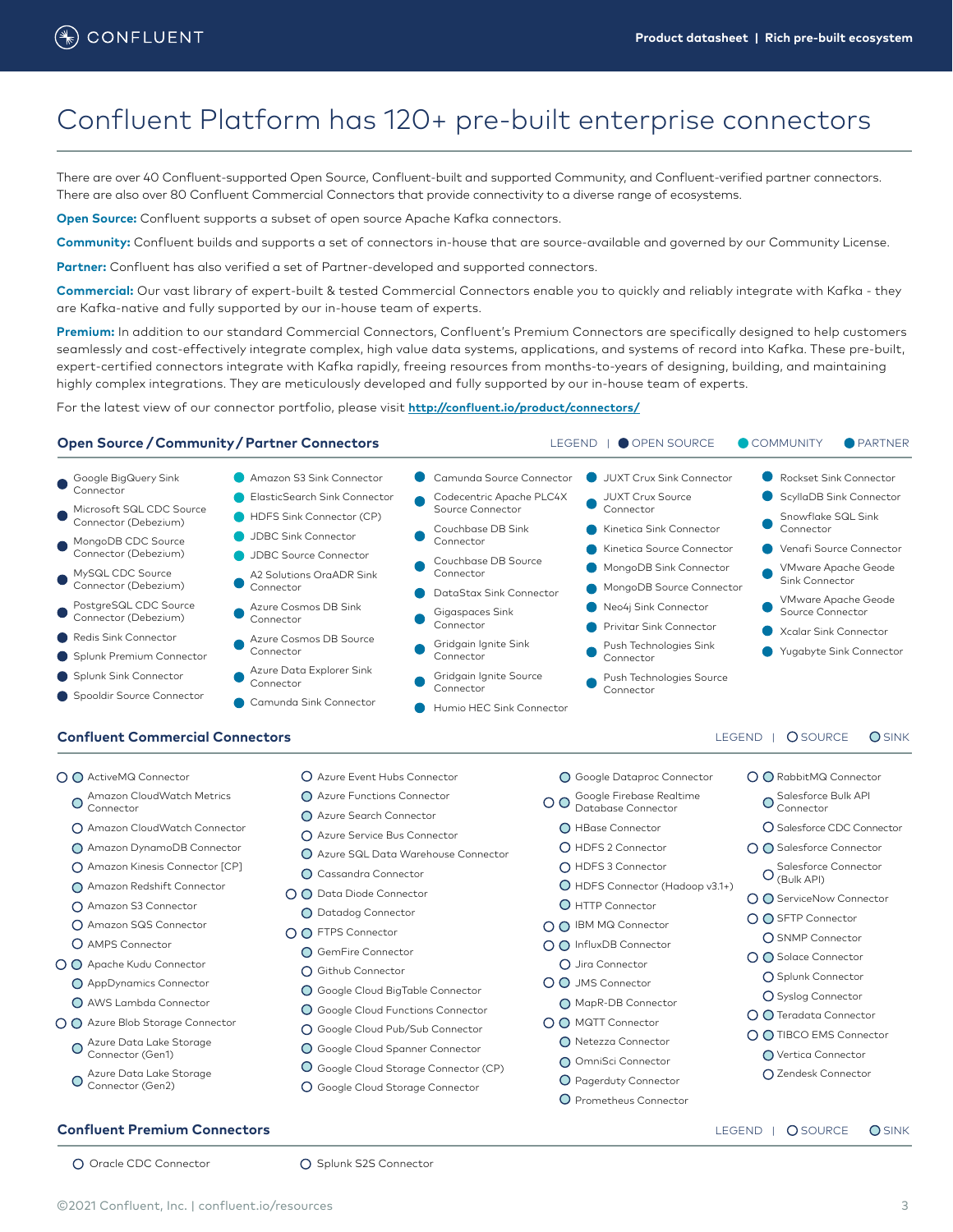# Confluent Platform has 120+ pre-built enterprise connectors

There are over 40 Confluent-supported Open Source, Confluent-built and supported Community, and Confluent-verified partner connectors. There are also over 80 Confluent Commercial Connectors that provide connectivity to a diverse range of ecosystems.

**Open Source:** Confluent supports a subset of open source Apache Kafka connectors.

**Community:** Confluent builds and supports a set of connectors in-house that are source-available and governed by our Community License.

**Partner:** Confluent has also verified a set of Partner-developed and supported connectors.

**Commercial:** Our vast library of expert-built & tested Commercial Connectors enable you to quickly and reliably integrate with Kafka - they are Kafka-native and fully supported by our in-house team of experts.

**Premium:** In addition to our standard Commercial Connectors, Confluent's Premium Connectors are specifically designed to help customers seamlessly and cost-effectively integrate complex, high value data systems, applications, and systems of record into Kafka. These pre-built, expert-certified connectors integrate with Kafka rapidly, freeing resources from months-to-years of designing, building, and maintaining highly complex integrations. They are meticulously developed and fully supported by our in-house team of experts.

For the latest view of our connector portfolio, please visit **http://confluent.io/product/connectors/**

## Open Source / Community / Partner Connectors

LEGEND | OPEN SOURCE | COMMUNITY | PARTNER

- Google BigQuery Sink Connector (Open Source)
- Microsoft SQL CDC Source Connector (Debezium) (Open Source)
- MongoDB CDC Source Connector (Debezium) (Open Source)
- MySQL CDC Source Connector (Debezium) (Open Source)
- PostgreSQL CDC Source Connector (Debezium) (Open Source)
- Redis Sink Connector (Open Source)
- Splunk Premium Connector (Open Source)
- Splunk Sink Connector (Open Source)
- Spooldir Source Connector (Open Source)
- Amazon S3 Sink Connector (Community)
- ElasticSearch Sink Connector (Community)
- HDFS Sink Connector (CP) (Community)
- JDBC Sink Connector (Community)
- JDBC Source Connector (Community)
- A2 Solutions OraADR Sink Connector (Partner)
- Azure Cosmos DB Sink Connector (Partner)
- Azure Cosmos DB Source Connector (Partner)
- Azure Data Explorer Sink Connector (Partner)
- Camunda Sink Connector (Partner)
- Camunda Source Connector (Partner)
- Codecentric Apache PLC4X Source Connector (Partner)
- Couchbase DB Sink Connector (Partner)
- Couchbase DB Source Connector (Partner)
- DataStax Sink Connector (Partner)
- Gigaspaces Sink Connector (Partner)
- Gridgain Ignite Sink Connector (Partner)
- Gridgain Ignite Source Connector (Partner)
- Humio HEC Sink Connector (Partner)
- JUXT Crux Sink Connector (Partner)
- JUXT Crux Source Connector (Partner)
- Kinetica Sink Connector (Partner)
- Kinetica Source Connector (Partner)
- MongoDB Sink Connector (Partner)
- MongoDB Source Connector (Partner)
- Neo4j Sink Connector (Partner)
- Privitar Sink Connector (Partner)
- Push Technologies Sink Connector (Partner)
- Push Technologies Source Connector (Partner)
- Rockset Sink Connector (Partner)
- ScyllaDB Sink Connector (Partner)
- Snowflake SQL Sink Connector (Partner)
- Venafi Source Connector (Partner)
- VMware Apache Geode Sink Connector (Partner)
- VMware Apache Geode Source Connector (Partner)
- Xcalar Sink Connector (Partner)
- Yugabyte Sink Connector (Partner)

## Confluent Commercial Connectors

LEGEND | SOURCE | SINK

- ActiveMQ Connector (Source, Sink)
- Amazon CloudWatch Metrics Connector (Sink)
- Amazon CloudWatch Connector (Source)
- Amazon DynamoDB Connector (Sink)
- Amazon Kinesis Connector [CP] (Source)
- Amazon Redshift Connector (Sink)
- Amazon S3 Connector (Source)
- Amazon SQS Connector (Source)
- AMPS Connector (Source)
- Apache Kudu Connector (Source, Sink)
- AppDynamics Connector (Sink)
- AWS Lambda Connector (Sink)
- Azure Blob Storage Connector (Source, Sink)
- Azure Data Lake Storage Connector (Gen1) (Sink)
- Azure Data Lake Storage Connector (Gen2) (Sink)
- Azure Event Hubs Connector (Source)
- Azure Functions Connector (Sink)
- Azure Search Connector (Sink)
- Azure Service Bus Connector (Source)
- Azure SQL Data Warehouse Connector (Sink)
- Cassandra Connector (Sink)
- Data Diode Connector (Source, Sink)
- Datadog Connector (Sink)
- FTPS Connector (Source, Sink)
- GemFire Connector (Sink)
- Github Connector (Source)
- Google Cloud BigTable Connector (Sink)
- Google Cloud Functions Connector (Sink)
- Google Cloud Pub/Sub Connector (Source)
- Google Cloud Spanner Connector (Sink)
- Google Cloud Storage Connector (CP) (Sink)
- Google Cloud Storage Connector (Source)
- Google Dataproc Connector (Sink)
- Google Firebase Realtime Database Connector (Source, Sink)
- HBase Connector (Sink)
- HDFS 2 Connector (Source)
- HDFS 3 Connector (Source)
- HDFS Connector (Hadoop v3.1+) (Sink)
- HTTP Connector (Sink)
- IBM MQ Connector (Source, Sink)
- InfluxDB Connector (Source, Sink)
- Jira Connector (Source)
- JMS Connector (Source, Sink)
- MapR-DB Connector (Sink)
- MQTT Connector (Source, Sink)
- Netezza Connector (Sink)
- OmniSci Connector (Sink)
- Pagerduty Connector (Sink)
- Prometheus Connector (Sink)
- RabbitMQ Connector (Source, Sink)
- Salesforce Bulk API Connector (Sink)
- Salesforce CDC Connector (Source)
- Salesforce Connector (Source, Sink)
- Salesforce Connector (Bulk API) (Source)
- ServiceNow Connector (Source, Sink)
- SFTP Connector (Source, Sink)
- SNMP Connector (Source)
- Solace Connector (Source, Sink)
- Splunk Connector (Source)
- Syslog Connector (Source)
- Teradata Connector (Source, Sink)
- TIBCO EMS Connector (Source, Sink)
- Vertica Connector (Sink)
- Zendesk Connector (Source)

## Confluent Premium Connectors

LEGEND | SOURCE | SINK

- Oracle CDC Connector (Source)
- Splunk S2S Connector (Source)